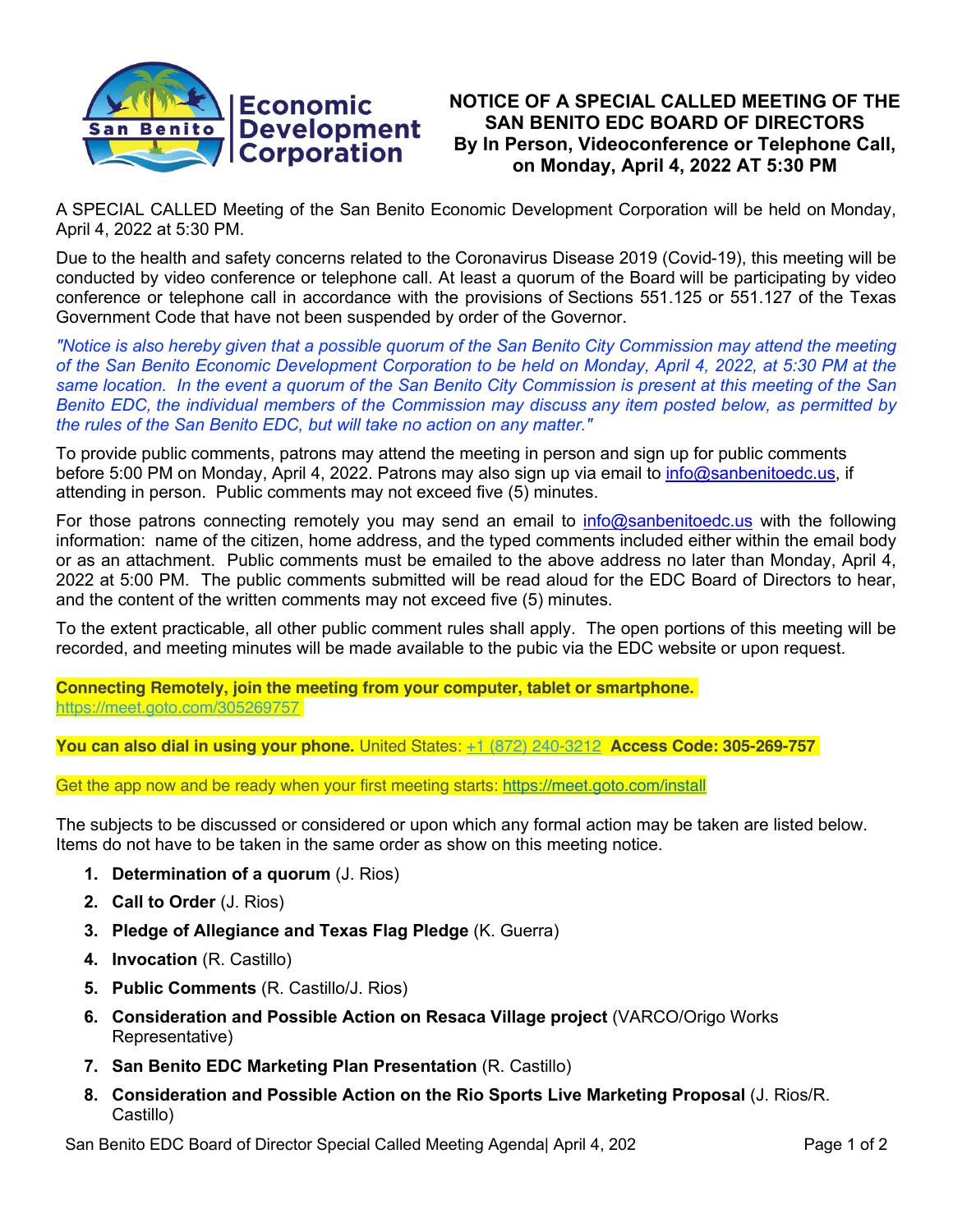Economic Development Corporation
San Benito

# NOTICE OF A SPECIAL CALLED MEETING OF THE SAN BENITO EDC BOARD OF DIRECTORS By In Person, Videoconference or Telephone Call, on Monday, April 4, 2022 AT 5:30 PM

A SPECIAL CALLED Meeting of the San Benito Economic Development Corporation will be held on Monday, April 4, 2022 at 5:30 PM.

Due to the health and safety concerns related to the Coronavirus Disease 2019 (Covid-19), this meeting will be conducted by video conference or telephone call. At least a quorum of the Board will be participating by video conference or telephone call in accordance with the provisions of Sections 551.125 or 551.127 of the Texas Government Code that have not been suspended by order of the Governor.

*"Notice is also hereby given that a possible quorum of the San Benito City Commission may attend the meeting of the San Benito Economic Development Corporation to be held on Monday, April 4, 2022, at 5:30 PM at the same location. In the event a quorum of the San Benito City Commission is present at this meeting of the San Benito EDC, the individual members of the Commission may discuss any item posted below, as permitted by the rules of the San Benito EDC, but will take no action on any matter."*

To provide public comments, patrons may attend the meeting in person and sign up for public comments before 5:00 PM on Monday, April 4, 2022. Patrons may also sign up via email to info@sanbenitoedc.us, if attending in person. Public comments may not exceed five (5) minutes.

For those patrons connecting remotely you may send an email to info@sanbenitoedc.us with the following information: name of the citizen, home address, and the typed comments included either within the email body or as an attachment. Public comments must be emailed to the above address no later than Monday, April 4, 2022 at 5:00 PM. The public comments submitted will be read aloud for the EDC Board of Directors to hear, and the content of the written comments may not exceed five (5) minutes.

To the extent practicable, all other public comment rules shall apply. The open portions of this meeting will be recorded, and meeting minutes will be made available to the pubic via the EDC website or upon request.

**Connecting Remotely, join the meeting from your computer, tablet or smartphone.**
https://meet.goto.com/305269757

**You can also dial in using your phone.** United States: +1 (872) 240-3212 **Access Code: 305-269-757**

Get the app now and be ready when your first meeting starts: https://meet.goto.com/install

The subjects to be discussed or considered or upon which any formal action may be taken are listed below. Items do not have to be taken in the same order as show on this meeting notice.

1. **Determination of a quorum** (J. Rios)
2. **Call to Order** (J. Rios)
3. **Pledge of Allegiance and Texas Flag Pledge** (K. Guerra)
4. **Invocation** (R. Castillo)
5. **Public Comments** (R. Castillo/J. Rios)
6. **Consideration and Possible Action on Resaca Village project** (VARCO/Origo Works Representative)
7. **San Benito EDC Marketing Plan Presentation** (R. Castillo)
8. **Consideration and Possible Action on the Rio Sports Live Marketing Proposal** (J. Rios/R. Castillo)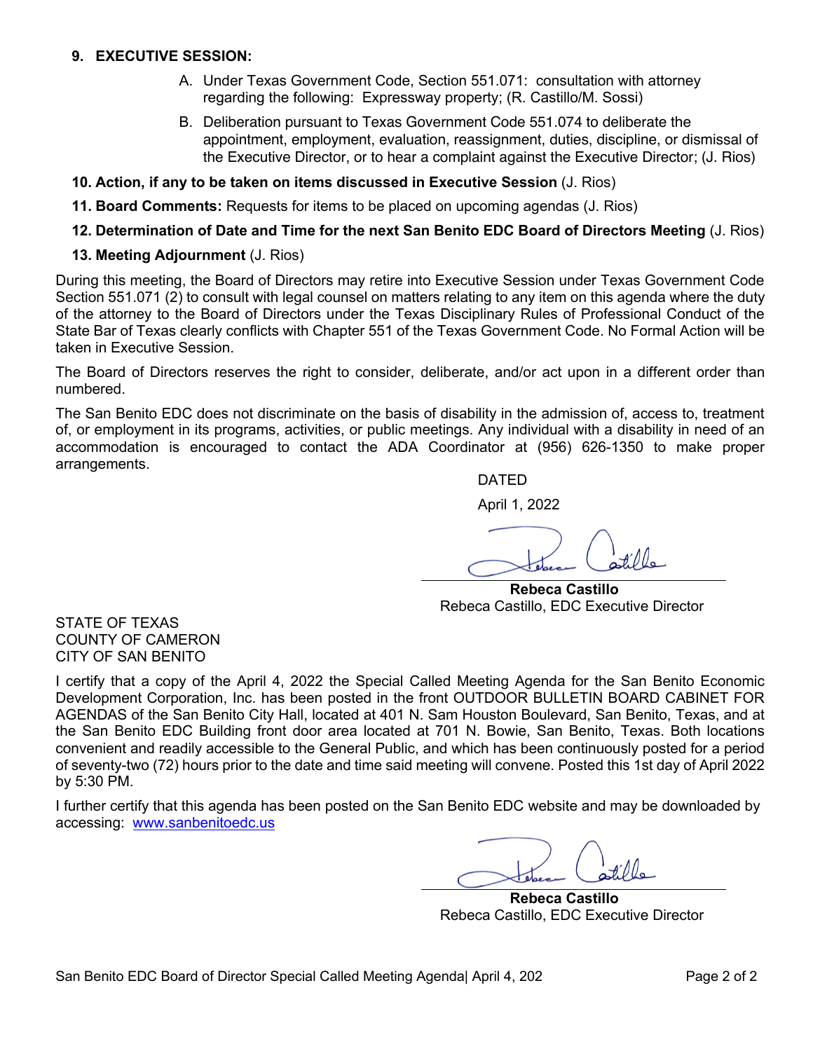9. **EXECUTIVE SESSION:**

   A. Under Texas Government Code, Section 551.071: consultation with attorney regarding the following: Expressway property; (R. Castillo/M. Sossi)

   B. Deliberation pursuant to Texas Government Code 551.074 to deliberate the appointment, employment, evaluation, reassignment, duties, discipline, or dismissal of the Executive Director, or to hear a complaint against the Executive Director; (J. Rios)

10. **Action, if any to be taken on items discussed in Executive Session** (J. Rios)

11. **Board Comments:** Requests for items to be placed on upcoming agendas (J. Rios)

12. **Determination of Date and Time for the next San Benito EDC Board of Directors Meeting** (J. Rios)

13. **Meeting Adjournment** (J. Rios)

During this meeting, the Board of Directors may retire into Executive Session under Texas Government Code Section 551.071 (2) to consult with legal counsel on matters relating to any item on this agenda where the duty of the attorney to the Board of Directors under the Texas Disciplinary Rules of Professional Conduct of the State Bar of Texas clearly conflicts with Chapter 551 of the Texas Government Code. No Formal Action will be taken in Executive Session.

The Board of Directors reserves the right to consider, deliberate, and/or act upon in a different order than numbered.

The San Benito EDC does not discriminate on the basis of disability in the admission of, access to, treatment of, or employment in its programs, activities, or public meetings. Any individual with a disability in need of an accommodation is encouraged to contact the ADA Coordinator at (956) 626-1350 to make proper arrangements.

DATED

April 1, 2022

**Rebeca Castillo**
Rebeca Castillo, EDC Executive Director

STATE OF TEXAS
COUNTY OF CAMERON
CITY OF SAN BENITO

I certify that a copy of the April 4, 2022 the Special Called Meeting Agenda for the San Benito Economic Development Corporation, Inc. has been posted in the front OUTDOOR BULLETIN BOARD CABINET FOR AGENDAS of the San Benito City Hall, located at 401 N. Sam Houston Boulevard, San Benito, Texas, and at the San Benito EDC Building front door area located at 701 N. Bowie, San Benito, Texas. Both locations convenient and readily accessible to the General Public, and which has been continuously posted for a period of seventy-two (72) hours prior to the date and time said meeting will convene. Posted this 1st day of April 2022 by 5:30 PM.

I further certify that this agenda has been posted on the San Benito EDC website and may be downloaded by accessing: www.sanbenitoedc.us

**Rebeca Castillo**
Rebeca Castillo, EDC Executive Director